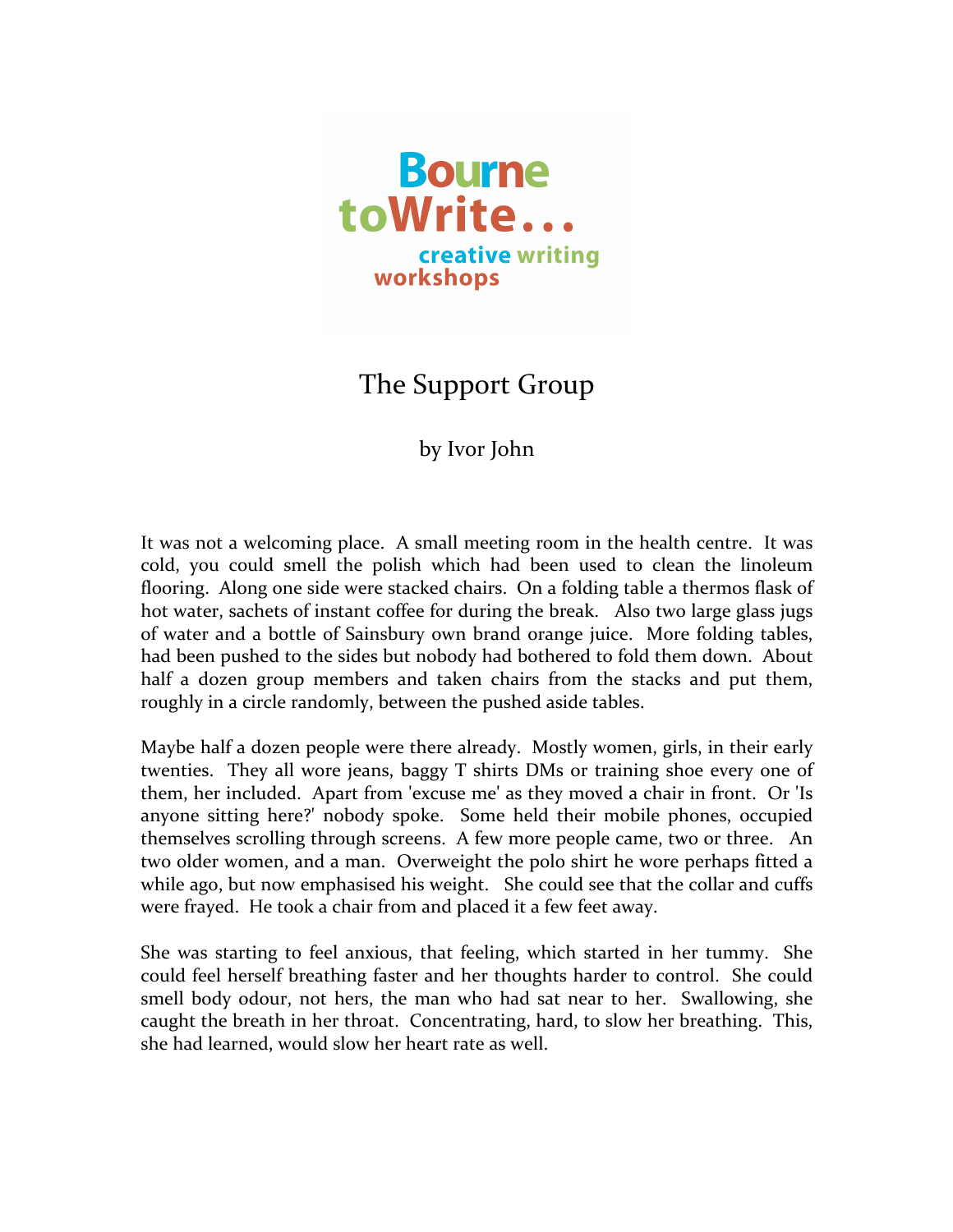Bourne toWrite... creative writing workshops

# The Support Group

by Ivor John

It was not a welcoming place. A small meeting room in the health centre. It was cold, you could smell the polish which had been used to clean the linoleum flooring. Along one side were stacked chairs. On a folding table a thermos flask of hot water, sachets of instant coffee for during the break. Also two large glass jugs of water and a bottle of Sainsbury own brand orange juice. More folding tables, had been pushed to the sides but nobody had bothered to fold them down. About half a dozen group members and taken chairs from the stacks and put them, roughly in a circle randomly, between the pushed aside tables.

Maybe half a dozen people were there already. Mostly women, girls, in their early twenties. They all wore jeans, baggy T shirts DMs or training shoe every one of them, her included. Apart from 'excuse me' as they moved a chair in front. Or 'Is anyone sitting here?' nobody spoke. Some held their mobile phones, occupied themselves scrolling through screens. A few more people came, two or three. An two older women, and a man. Overweight the polo shirt he wore perhaps fitted a while ago, but now emphasised his weight. She could see that the collar and cuffs were frayed. He took a chair from and placed it a few feet away.

She was starting to feel anxious, that feeling, which started in her tummy. She could feel herself breathing faster and her thoughts harder to control. She could smell body odour, not hers, the man who had sat near to her. Swallowing, she caught the breath in her throat. Concentrating, hard, to slow her breathing. This, she had learned, would slow her heart rate as well.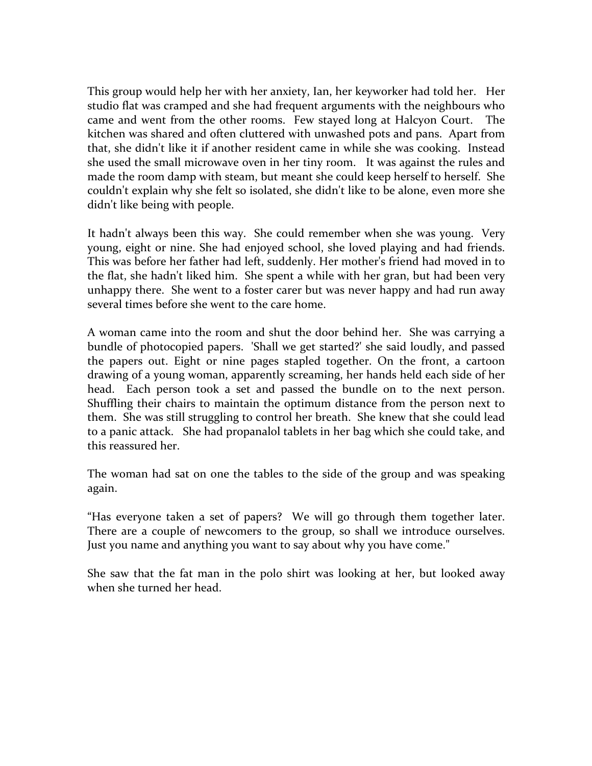This group would help her with her anxiety, Ian, her keyworker had told her. Her studio flat was cramped and she had frequent arguments with the neighbours who came and went from the other rooms. Few stayed long at Halcyon Court. The kitchen was shared and often cluttered with unwashed pots and pans. Apart from that, she didn't like it if another resident came in while she was cooking. Instead she used the small microwave oven in her tiny room. It was against the rules and made the room damp with steam, but meant she could keep herself to herself. She couldn't explain why she felt so isolated, she didn't like to be alone, even more she didn't like being with people.

It hadn't always been this way. She could remember when she was young. Very young, eight or nine. She had enjoyed school, she loved playing and had friends. This was before her father had left, suddenly. Her mother's friend had moved in to the flat, she hadn't liked him. She spent a while with her gran, but had been very unhappy there. She went to a foster carer but was never happy and had run away several times before she went to the care home.

A woman came into the room and shut the door behind her. She was carrying a bundle of photocopied papers. 'Shall we get started?' she said loudly, and passed the papers out. Eight or nine pages stapled together. On the front, a cartoon drawing of a young woman, apparently screaming, her hands held each side of her head. Each person took a set and passed the bundle on to the next person. Shuffling their chairs to maintain the optimum distance from the person next to them. She was still struggling to control her breath. She knew that she could lead to a panic attack. She had propanalol tablets in her bag which she could take, and this reassured her.

The woman had sat on one the tables to the side of the group and was speaking again.

"Has everyone taken a set of papers? We will go through them together later. There are a couple of newcomers to the group, so shall we introduce ourselves. Just you name and anything you want to say about why you have come."

She saw that the fat man in the polo shirt was looking at her, but looked away when she turned her head.